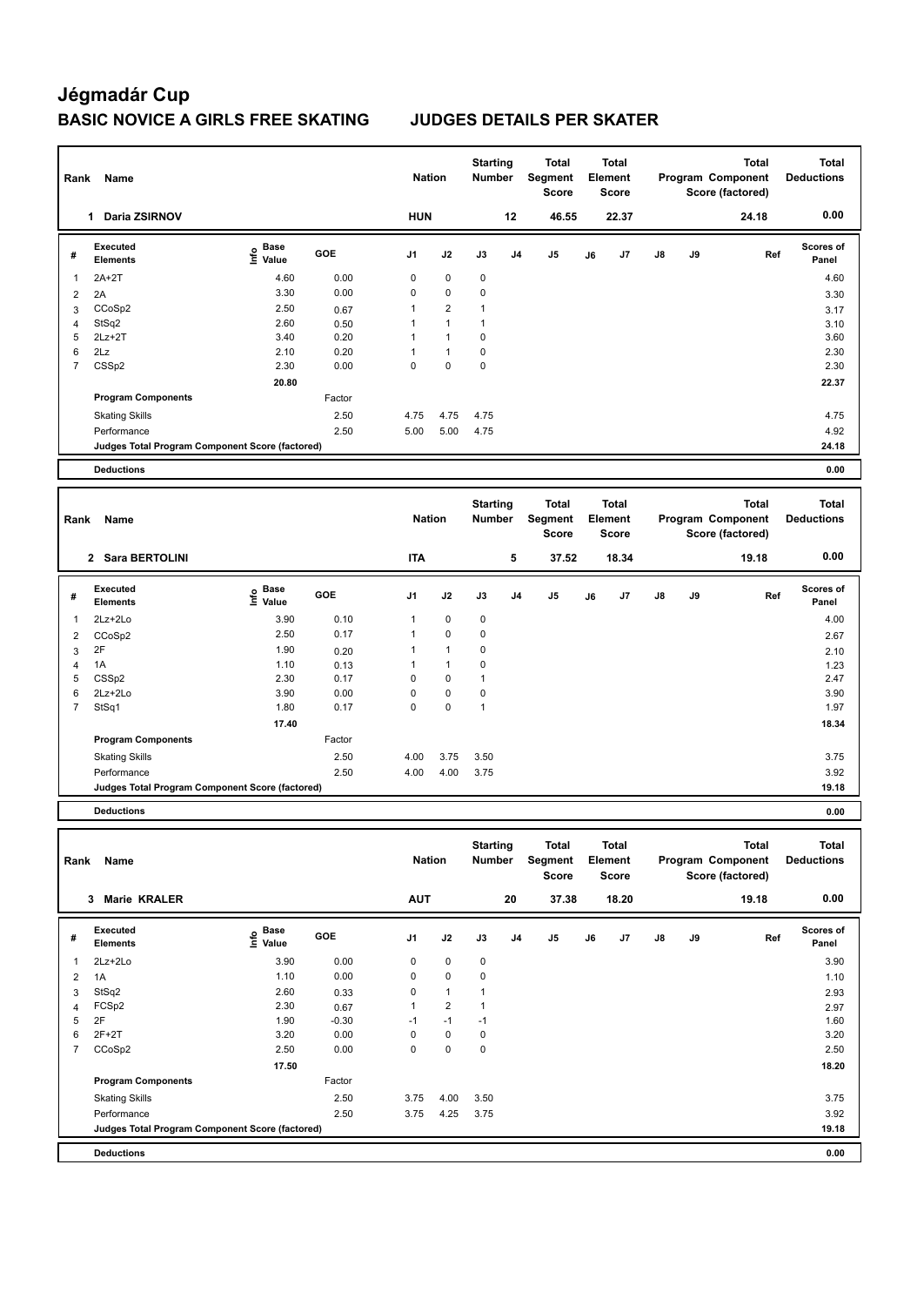# Jégmadár Cup

## BASIC NOVICE A GIRLS FREE SKATING JUDGES DETAILS PER SKATER

| Rank | Name | Nation | Starting Number | Total Segment Score | Total Element Score | Total Program Component Score (factored) | Total Deductions |
|---|---|---|---|---|---|---|---|
| 1 | Daria ZSIRNOV | HUN | 12 | 46.55 | 22.37 | 24.18 | 0.00 |

| # | Executed Elements | Info | Base Value | GOE | J1 | J2 | J3 | J4 | J5 | J6 | J7 | J8 | J9 | Ref | Scores of Panel |
|---|---|---|---|---|---|---|---|---|---|---|---|---|---|---|---|
| 1 | 2A+2T | | 4.60 | 0.00 | 0 | 0 | 0 | | | | | | | | 4.60 |
| 2 | 2A | | 3.30 | 0.00 | 0 | 0 | 0 | | | | | | | | 3.30 |
| 3 | CCoSp2 | | 2.50 | 0.67 | 1 | 2 | 1 | | | | | | | | 3.17 |
| 4 | StSq2 | | 2.60 | 0.50 | 1 | 1 | 1 | | | | | | | | 3.10 |
| 5 | 2Lz+2T | | 3.40 | 0.20 | 1 | 1 | 0 | | | | | | | | 3.60 |
| 6 | 2Lz | | 2.10 | 0.20 | 1 | 1 | 0 | | | | | | | | 2.30 |
| 7 | CSSp2 | | 2.30 | 0.00 | 0 | 0 | 0 | | | | | | | | 2.30 |
| | | | 20.80 | | | | | | | | | | | | 22.37 |
| | **Program Components** | | | Factor | | | | | | | | | | | |
| | Skating Skills | | | 2.50 | 4.75 | 4.75 | 4.75 | | | | | | | | 4.75 |
| | Performance | | | 2.50 | 5.00 | 5.00 | 4.75 | | | | | | | | 4.92 |
| | **Judges Total Program Component Score (factored)** | | | | | | | | | | | | | | 24.18 |
| | **Deductions** | | | | | | | | | | | | | | 0.00 |

| Rank | Name | Nation | Starting Number | Total Segment Score | Total Element Score | Total Program Component Score (factored) | Total Deductions |
|---|---|---|---|---|---|---|---|
| 2 | Sara BERTOLINI | ITA | 5 | 37.52 | 18.34 | 19.18 | 0.00 |

| # | Executed Elements | Info | Base Value | GOE | J1 | J2 | J3 | J4 | J5 | J6 | J7 | J8 | J9 | Ref | Scores of Panel |
|---|---|---|---|---|---|---|---|---|---|---|---|---|---|---|---|
| 1 | 2Lz+2Lo | | 3.90 | 0.10 | 1 | 0 | 0 | | | | | | | | 4.00 |
| 2 | CCoSp2 | | 2.50 | 0.17 | 1 | 0 | 0 | | | | | | | | 2.67 |
| 3 | 2F | | 1.90 | 0.20 | 1 | 1 | 0 | | | | | | | | 2.10 |
| 4 | 1A | | 1.10 | 0.13 | 1 | 1 | 0 | | | | | | | | 1.23 |
| 5 | CSSp2 | | 2.30 | 0.17 | 0 | 0 | 1 | | | | | | | | 2.47 |
| 6 | 2Lz+2Lo | | 3.90 | 0.00 | 0 | 0 | 0 | | | | | | | | 3.90 |
| 7 | StSq1 | | 1.80 | 0.17 | 0 | 0 | 1 | | | | | | | | 1.97 |
| | | | 17.40 | | | | | | | | | | | | 18.34 |
| | **Program Components** | | | Factor | | | | | | | | | | | |
| | Skating Skills | | | 2.50 | 4.00 | 3.75 | 3.50 | | | | | | | | 3.75 |
| | Performance | | | 2.50 | 4.00 | 4.00 | 3.75 | | | | | | | | 3.92 |
| | **Judges Total Program Component Score (factored)** | | | | | | | | | | | | | | 19.18 |
| | **Deductions** | | | | | | | | | | | | | | 0.00 |

| Rank | Name | Nation | Starting Number | Total Segment Score | Total Element Score | Total Program Component Score (factored) | Total Deductions |
|---|---|---|---|---|---|---|---|
| 3 | Marie KRALER | AUT | 20 | 37.38 | 18.20 | 19.18 | 0.00 |

| # | Executed Elements | Info | Base Value | GOE | J1 | J2 | J3 | J4 | J5 | J6 | J7 | J8 | J9 | Ref | Scores of Panel |
|---|---|---|---|---|---|---|---|---|---|---|---|---|---|---|---|
| 1 | 2Lz+2Lo | | 3.90 | 0.00 | 0 | 0 | 0 | | | | | | | | 3.90 |
| 2 | 1A | | 1.10 | 0.00 | 0 | 0 | 0 | | | | | | | | 1.10 |
| 3 | StSq2 | | 2.60 | 0.33 | 0 | 1 | 1 | | | | | | | | 2.93 |
| 4 | FCSp2 | | 2.30 | 0.67 | 1 | 2 | 1 | | | | | | | | 2.97 |
| 5 | 2F | | 1.90 | -0.30 | -1 | -1 | -1 | | | | | | | | 1.60 |
| 6 | 2F+2T | | 3.20 | 0.00 | 0 | 0 | 0 | | | | | | | | 3.20 |
| 7 | CCoSp2 | | 2.50 | 0.00 | 0 | 0 | 0 | | | | | | | | 2.50 |
| | | | 17.50 | | | | | | | | | | | | 18.20 |
| | **Program Components** | | | Factor | | | | | | | | | | | |
| | Skating Skills | | | 2.50 | 3.75 | 4.00 | 3.50 | | | | | | | | 3.75 |
| | Performance | | | 2.50 | 3.75 | 4.25 | 3.75 | | | | | | | | 3.92 |
| | **Judges Total Program Component Score (factored)** | | | | | | | | | | | | | | 19.18 |
| | **Deductions** | | | | | | | | | | | | | | 0.00 |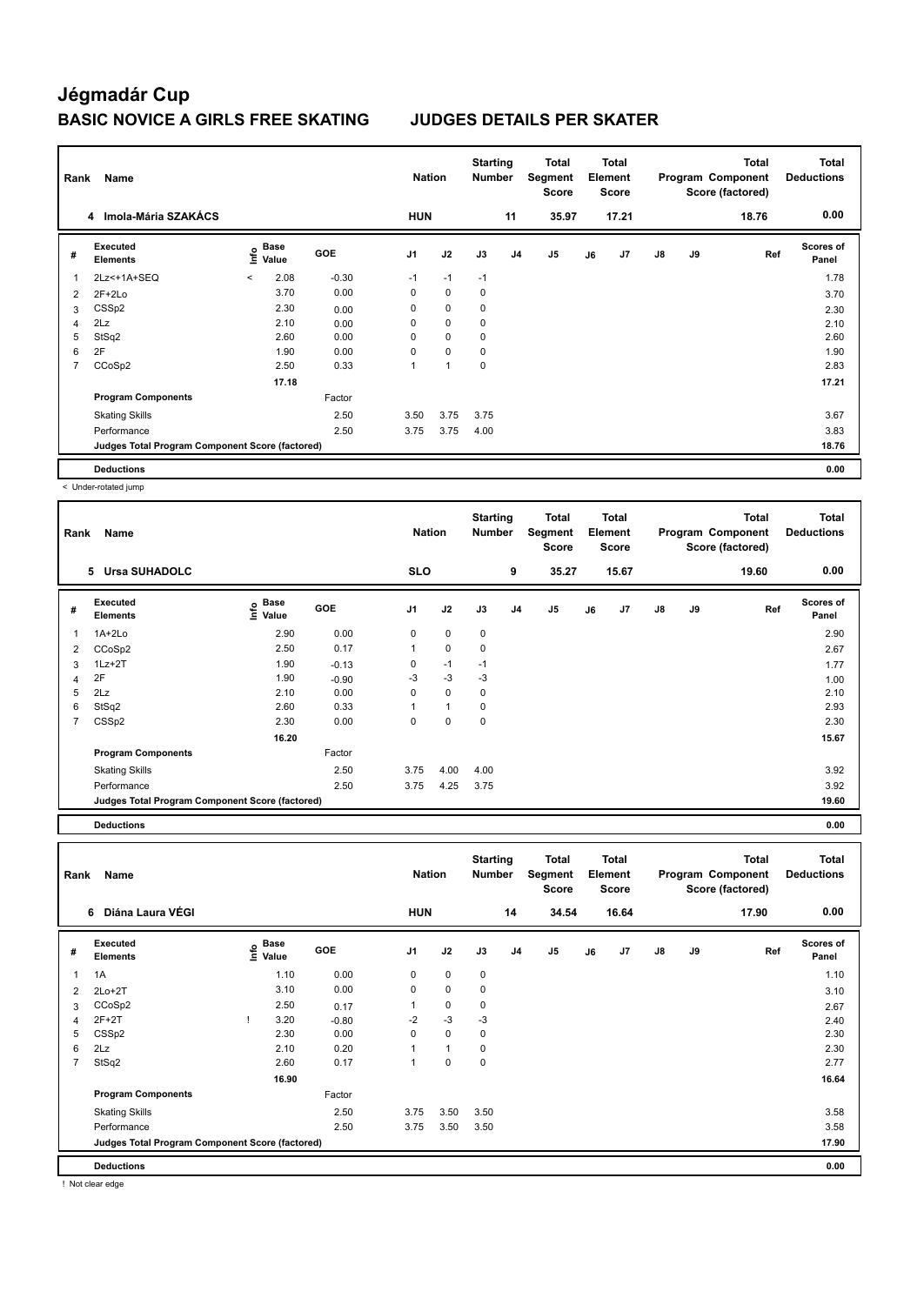# Jégmadár Cup

## BASIC NOVICE A GIRLS FREE SKATING — JUDGES DETAILS PER SKATER

| Rank | Name | Nation | Starting Number | Total Segment Score | Total Element Score | Total Program Component Score (factored) | Total Deductions |
|---|---|---|---|---|---|---|---|
| 4 | Imola-Mária SZAKÁCS | HUN | 11 | 35.97 | 17.21 | 18.76 | 0.00 |

| # | Executed Elements | Info | Base Value | GOE | J1 | J2 | J3 | J4 | J5 | J6 | J7 | J8 | J9 | Ref | Scores of Panel |
|---|---|---|---|---|---|---|---|---|---|---|---|---|---|---|---|
| 1 | 2Lz<+1A+SEQ | < | 2.08 | -0.30 | -1 | -1 | -1 | | | | | | | | 1.78 |
| 2 | 2F+2Lo | | 3.70 | 0.00 | 0 | 0 | 0 | | | | | | | | 3.70 |
| 3 | CSSp2 | | 2.30 | 0.00 | 0 | 0 | 0 | | | | | | | | 2.30 |
| 4 | 2Lz | | 2.10 | 0.00 | 0 | 0 | 0 | | | | | | | | 2.10 |
| 5 | StSq2 | | 2.60 | 0.00 | 0 | 0 | 0 | | | | | | | | 2.60 |
| 6 | 2F | | 1.90 | 0.00 | 0 | 0 | 0 | | | | | | | | 1.90 |
| 7 | CCoSp2 | | 2.50 | 0.33 | 1 | 1 | 0 | | | | | | | | 2.83 |
| | | | 17.18 | | | | | | | | | | | | 17.21 |
| | Program Components | | | Factor | | | | | | | | | | | |
| | Skating Skills | | | 2.50 | 3.50 | 3.75 | 3.75 | | | | | | | | 3.67 |
| | Performance | | | 2.50 | 3.75 | 3.75 | 4.00 | | | | | | | | 3.83 |
| | Judges Total Program Component Score (factored) | | | | | | | | | | | | | | 18.76 |
| | Deductions | | | | | | | | | | | | | | 0.00 |

< Under-rotated jump

| Rank | Name | Nation | Starting Number | Total Segment Score | Total Element Score | Total Program Component Score (factored) | Total Deductions |
|---|---|---|---|---|---|---|---|
| 5 | Ursa SUHADOLC | SLO | 9 | 35.27 | 15.67 | 19.60 | 0.00 |

| # | Executed Elements | Info | Base Value | GOE | J1 | J2 | J3 | J4 | J5 | J6 | J7 | J8 | J9 | Ref | Scores of Panel |
|---|---|---|---|---|---|---|---|---|---|---|---|---|---|---|---|
| 1 | 1A+2Lo | | 2.90 | 0.00 | 0 | 0 | 0 | | | | | | | | 2.90 |
| 2 | CCoSp2 | | 2.50 | 0.17 | 1 | 0 | 0 | | | | | | | | 2.67 |
| 3 | 1Lz+2T | | 1.90 | -0.13 | 0 | -1 | -1 | | | | | | | | 1.77 |
| 4 | 2F | | 1.90 | -0.90 | -3 | -3 | -3 | | | | | | | | 1.00 |
| 5 | 2Lz | | 2.10 | 0.00 | 0 | 0 | 0 | | | | | | | | 2.10 |
| 6 | StSq2 | | 2.60 | 0.33 | 1 | 1 | 0 | | | | | | | | 2.93 |
| 7 | CSSp2 | | 2.30 | 0.00 | 0 | 0 | 0 | | | | | | | | 2.30 |
| | | | 16.20 | | | | | | | | | | | | 15.67 |
| | Program Components | | | Factor | | | | | | | | | | | |
| | Skating Skills | | | 2.50 | 3.75 | 4.00 | 4.00 | | | | | | | | 3.92 |
| | Performance | | | 2.50 | 3.75 | 4.25 | 3.75 | | | | | | | | 3.92 |
| | Judges Total Program Component Score (factored) | | | | | | | | | | | | | | 19.60 |
| | Deductions | | | | | | | | | | | | | | 0.00 |

| Rank | Name | Nation | Starting Number | Total Segment Score | Total Element Score | Total Program Component Score (factored) | Total Deductions |
|---|---|---|---|---|---|---|---|
| 6 | Diána Laura VÉGI | HUN | 14 | 34.54 | 16.64 | 17.90 | 0.00 |

| # | Executed Elements | Info | Base Value | GOE | J1 | J2 | J3 | J4 | J5 | J6 | J7 | J8 | J9 | Ref | Scores of Panel |
|---|---|---|---|---|---|---|---|---|---|---|---|---|---|---|---|
| 1 | 1A | | 1.10 | 0.00 | 0 | 0 | 0 | | | | | | | | 1.10 |
| 2 | 2Lo+2T | | 3.10 | 0.00 | 0 | 0 | 0 | | | | | | | | 3.10 |
| 3 | CCoSp2 | | 2.50 | 0.17 | 1 | 0 | 0 | | | | | | | | 2.67 |
| 4 | 2F+2T | ! | 3.20 | -0.80 | -2 | -3 | -3 | | | | | | | | 2.40 |
| 5 | CSSp2 | | 2.30 | 0.00 | 0 | 0 | 0 | | | | | | | | 2.30 |
| 6 | 2Lz | | 2.10 | 0.20 | 1 | 1 | 0 | | | | | | | | 2.30 |
| 7 | StSq2 | | 2.60 | 0.17 | 1 | 0 | 0 | | | | | | | | 2.77 |
| | | | 16.90 | | | | | | | | | | | | 16.64 |
| | Program Components | | | Factor | | | | | | | | | | | |
| | Skating Skills | | | 2.50 | 3.75 | 3.50 | 3.50 | | | | | | | | 3.58 |
| | Performance | | | 2.50 | 3.75 | 3.50 | 3.50 | | | | | | | | 3.58 |
| | Judges Total Program Component Score (factored) | | | | | | | | | | | | | | 17.90 |
| | Deductions | | | | | | | | | | | | | | 0.00 |

! Not clear edge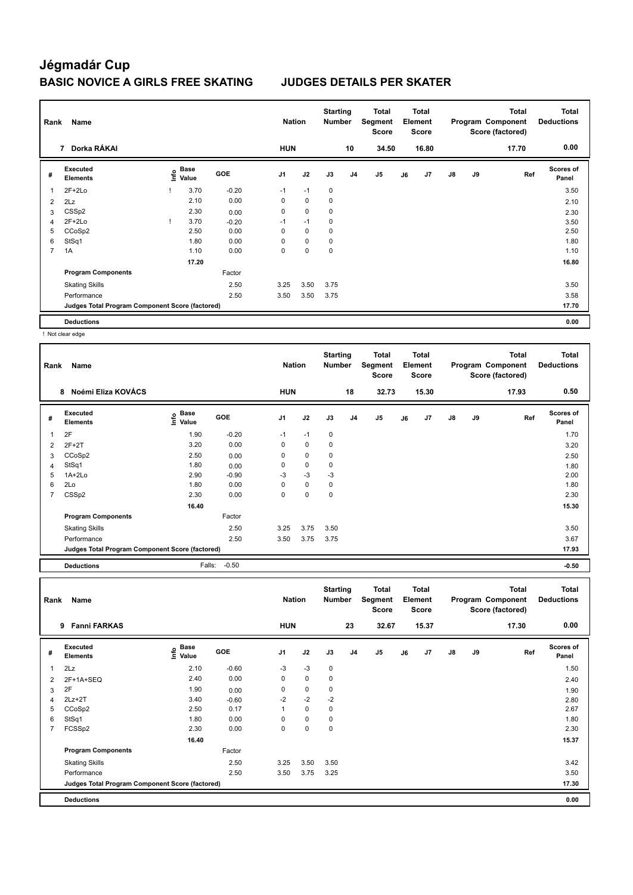# Jégmadár Cup

## BASIC NOVICE A GIRLS FREE SKATING JUDGES DETAILS PER SKATER

| Rank | Name | Nation | Starting Number | Total Segment Score | Total Element Score | Total Program Component Score (factored) | Total Deductions |
|---|---|---|---|---|---|---|---|
| 7 | Dorka RÁKAI | HUN | 10 | 34.50 | 16.80 | 17.70 | 0.00 |

| # | Executed Elements | Info | Base Value | GOE | J1 | J2 | J3 | J4 | J5 | J6 | J7 | J8 | J9 | Ref | Scores of Panel |
|---|---|---|---|---|---|---|---|---|---|---|---|---|---|---|---|
| 1 | 2F+2Lo | ! | 3.70 | -0.20 | -1 | -1 | 0 | | | | | | | | 3.50 |
| 2 | 2Lz | | 2.10 | 0.00 | 0 | 0 | 0 | | | | | | | | 2.10 |
| 3 | CSSp2 | | 2.30 | 0.00 | 0 | 0 | 0 | | | | | | | | 2.30 |
| 4 | 2F+2Lo | ! | 3.70 | -0.20 | -1 | -1 | 0 | | | | | | | | 3.50 |
| 5 | CCoSp2 | | 2.50 | 0.00 | 0 | 0 | 0 | | | | | | | | 2.50 |
| 6 | StSq1 | | 1.80 | 0.00 | 0 | 0 | 0 | | | | | | | | 1.80 |
| 7 | 1A | | 1.10 | 0.00 | 0 | 0 | 0 | | | | | | | | 1.10 |
| | | | 17.20 | | | | | | | | | | | | 16.80 |
| | Program Components | | | Factor | | | | | | | | | | | |
| | Skating Skills | | | 2.50 | 3.25 | 3.50 | 3.75 | | | | | | | | 3.50 |
| | Performance | | | 2.50 | 3.50 | 3.50 | 3.75 | | | | | | | | 3.58 |
| | Judges Total Program Component Score (factored) | | | | | | | | | | | | | | 17.70 |
| | Deductions | | | | | | | | | | | | | | 0.00 |

! Not clear edge

| Rank | Name | Nation | Starting Number | Total Segment Score | Total Element Score | Total Program Component Score (factored) | Total Deductions |
|---|---|---|---|---|---|---|---|
| 8 | Noémi Eliza KOVÁCS | HUN | 18 | 32.73 | 15.30 | 17.93 | 0.50 |

| # | Executed Elements | Info | Base Value | GOE | J1 | J2 | J3 | J4 | J5 | J6 | J7 | J8 | J9 | Ref | Scores of Panel |
|---|---|---|---|---|---|---|---|---|---|---|---|---|---|---|---|
| 1 | 2F | | 1.90 | -0.20 | -1 | -1 | 0 | | | | | | | | 1.70 |
| 2 | 2F+2T | | 3.20 | 0.00 | 0 | 0 | 0 | | | | | | | | 3.20 |
| 3 | CCoSp2 | | 2.50 | 0.00 | 0 | 0 | 0 | | | | | | | | 2.50 |
| 4 | StSq1 | | 1.80 | 0.00 | 0 | 0 | 0 | | | | | | | | 1.80 |
| 5 | 1A+2Lo | | 2.90 | -0.90 | -3 | -3 | -3 | | | | | | | | 2.00 |
| 6 | 2Lo | | 1.80 | 0.00 | 0 | 0 | 0 | | | | | | | | 1.80 |
| 7 | CSSp2 | | 2.30 | 0.00 | 0 | 0 | 0 | | | | | | | | 2.30 |
| | | | 16.40 | | | | | | | | | | | | 15.30 |
| | Program Components | | | Factor | | | | | | | | | | | |
| | Skating Skills | | | 2.50 | 3.25 | 3.75 | 3.50 | | | | | | | | 3.50 |
| | Performance | | | 2.50 | 3.50 | 3.75 | 3.75 | | | | | | | | 3.67 |
| | Judges Total Program Component Score (factored) | | | | | | | | | | | | | | 17.93 |
| | Deductions | | Falls: | -0.50 | | | | | | | | | | | -0.50 |

| Rank | Name | Nation | Starting Number | Total Segment Score | Total Element Score | Total Program Component Score (factored) | Total Deductions |
|---|---|---|---|---|---|---|---|
| 9 | Fanni FARKAS | HUN | 23 | 32.67 | 15.37 | 17.30 | 0.00 |

| # | Executed Elements | Info | Base Value | GOE | J1 | J2 | J3 | J4 | J5 | J6 | J7 | J8 | J9 | Ref | Scores of Panel |
|---|---|---|---|---|---|---|---|---|---|---|---|---|---|---|---|
| 1 | 2Lz | | 2.10 | -0.60 | -3 | -3 | 0 | | | | | | | | 1.50 |
| 2 | 2F+1A+SEQ | | 2.40 | 0.00 | 0 | 0 | 0 | | | | | | | | 2.40 |
| 3 | 2F | | 1.90 | 0.00 | 0 | 0 | 0 | | | | | | | | 1.90 |
| 4 | 2Lz+2T | | 3.40 | -0.60 | -2 | -2 | -2 | | | | | | | | 2.80 |
| 5 | CCoSp2 | | 2.50 | 0.17 | 1 | 0 | 0 | | | | | | | | 2.67 |
| 6 | StSq1 | | 1.80 | 0.00 | 0 | 0 | 0 | | | | | | | | 1.80 |
| 7 | FCSSp2 | | 2.30 | 0.00 | 0 | 0 | 0 | | | | | | | | 2.30 |
| | | | 16.40 | | | | | | | | | | | | 15.37 |
| | Program Components | | | Factor | | | | | | | | | | | |
| | Skating Skills | | | 2.50 | 3.25 | 3.50 | 3.50 | | | | | | | | 3.42 |
| | Performance | | | 2.50 | 3.50 | 3.75 | 3.25 | | | | | | | | 3.50 |
| | Judges Total Program Component Score (factored) | | | | | | | | | | | | | | 17.30 |
| | Deductions | | | | | | | | | | | | | | 0.00 |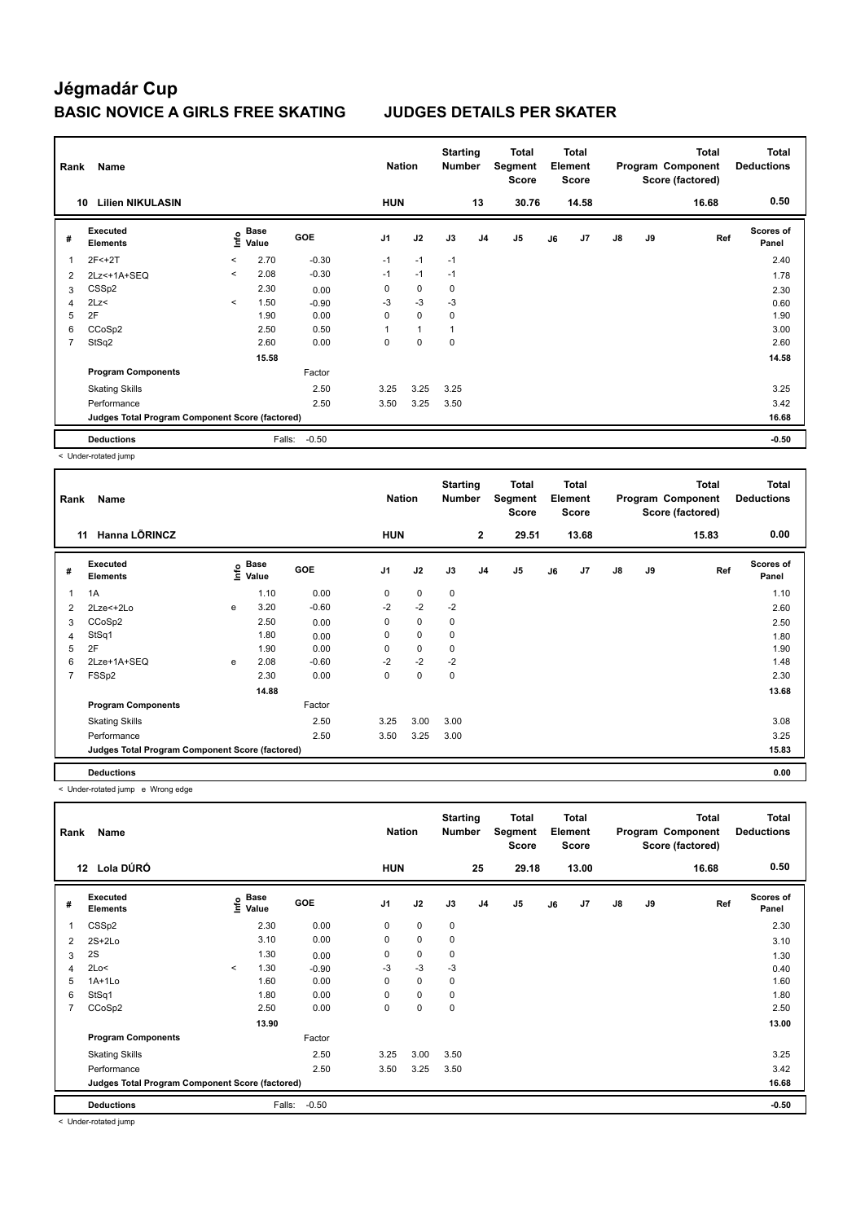# Jégmadár Cup

## BASIC NOVICE A GIRLS FREE SKATING JUDGES DETAILS PER SKATER

| Rank | Name | Nation | Starting Number | Total Segment Score | Total Element Score | Total Program Component Score (factored) | Total Deductions |
|---|---|---|---|---|---|---|---|
| 10 | Lilien NIKULASIN | HUN | 13 | 30.76 | 14.58 | 16.68 | 0.50 |

| # | Executed Elements | Info | Base Value | GOE | J1 | J2 | J3 | J4 | J5 | J6 | J7 | J8 | J9 | Ref | Scores of Panel |
|---|---|---|---|---|---|---|---|---|---|---|---|---|---|---|---|
| 1 | 2F<+2T | < | 2.70 | -0.30 | -1 | -1 | -1 | | | | | | | | 2.40 |
| 2 | 2Lz<+1A+SEQ | < | 2.08 | -0.30 | -1 | -1 | -1 | | | | | | | | 1.78 |
| 3 | CSSp2 | | 2.30 | 0.00 | 0 | 0 | 0 | | | | | | | | 2.30 |
| 4 | 2Lz< | < | 1.50 | -0.90 | -3 | -3 | -3 | | | | | | | | 0.60 |
| 5 | 2F | | 1.90 | 0.00 | 0 | 0 | 0 | | | | | | | | 1.90 |
| 6 | CCoSp2 | | 2.50 | 0.50 | 1 | 1 | 1 | | | | | | | | 3.00 |
| 7 | StSq2 | | 2.60 | 0.00 | 0 | 0 | 0 | | | | | | | | 2.60 |
| | | | 15.58 | | | | | | | | | | | | 14.58 |
| | **Program Components** | | | Factor | | | | | | | | | | | |
| | Skating Skills | | | 2.50 | 3.25 | 3.25 | 3.25 | | | | | | | | 3.25 |
| | Performance | | | 2.50 | 3.50 | 3.25 | 3.50 | | | | | | | | 3.42 |
| | **Judges Total Program Component Score (factored)** | | | | | | | | | | | | | | 16.68 |
| | **Deductions** | | Falls: | -0.50 | | | | | | | | | | | -0.50 |

< Under-rotated jump

| Rank | Name | Nation | Starting Number | Total Segment Score | Total Element Score | Total Program Component Score (factored) | Total Deductions |
|---|---|---|---|---|---|---|---|
| 11 | Hanna LŐRINCZ | HUN | 2 | 29.51 | 13.68 | 15.83 | 0.00 |

| # | Executed Elements | Info | Base Value | GOE | J1 | J2 | J3 | J4 | J5 | J6 | J7 | J8 | J9 | Ref | Scores of Panel |
|---|---|---|---|---|---|---|---|---|---|---|---|---|---|---|---|
| 1 | 1A | | 1.10 | 0.00 | 0 | 0 | 0 | | | | | | | | 1.10 |
| 2 | 2Lze<+2Lo | e | 3.20 | -0.60 | -2 | -2 | -2 | | | | | | | | 2.60 |
| 3 | CCoSp2 | | 2.50 | 0.00 | 0 | 0 | 0 | | | | | | | | 2.50 |
| 4 | StSq1 | | 1.80 | 0.00 | 0 | 0 | 0 | | | | | | | | 1.80 |
| 5 | 2F | | 1.90 | 0.00 | 0 | 0 | 0 | | | | | | | | 1.90 |
| 6 | 2Lze+1A+SEQ | e | 2.08 | -0.60 | -2 | -2 | -2 | | | | | | | | 1.48 |
| 7 | FSSp2 | | 2.30 | 0.00 | 0 | 0 | 0 | | | | | | | | 2.30 |
| | | | 14.88 | | | | | | | | | | | | 13.68 |
| | **Program Components** | | | Factor | | | | | | | | | | | |
| | Skating Skills | | | 2.50 | 3.25 | 3.00 | 3.00 | | | | | | | | 3.08 |
| | Performance | | | 2.50 | 3.50 | 3.25 | 3.00 | | | | | | | | 3.25 |
| | **Judges Total Program Component Score (factored)** | | | | | | | | | | | | | | 15.83 |
| | **Deductions** | | | | | | | | | | | | | | 0.00 |

< Under-rotated jump e Wrong edge

| Rank | Name | Nation | Starting Number | Total Segment Score | Total Element Score | Total Program Component Score (factored) | Total Deductions |
|---|---|---|---|---|---|---|---|
| 12 | Lola DÚRÓ | HUN | 25 | 29.18 | 13.00 | 16.68 | 0.50 |

| # | Executed Elements | Info | Base Value | GOE | J1 | J2 | J3 | J4 | J5 | J6 | J7 | J8 | J9 | Ref | Scores of Panel |
|---|---|---|---|---|---|---|---|---|---|---|---|---|---|---|---|
| 1 | CSSp2 | | 2.30 | 0.00 | 0 | 0 | 0 | | | | | | | | 2.30 |
| 2 | 2S+2Lo | | 3.10 | 0.00 | 0 | 0 | 0 | | | | | | | | 3.10 |
| 3 | 2S | | 1.30 | 0.00 | 0 | 0 | 0 | | | | | | | | 1.30 |
| 4 | 2Lo< | < | 1.30 | -0.90 | -3 | -3 | -3 | | | | | | | | 0.40 |
| 5 | 1A+1Lo | | 1.60 | 0.00 | 0 | 0 | 0 | | | | | | | | 1.60 |
| 6 | StSq1 | | 1.80 | 0.00 | 0 | 0 | 0 | | | | | | | | 1.80 |
| 7 | CCoSp2 | | 2.50 | 0.00 | 0 | 0 | 0 | | | | | | | | 2.50 |
| | | | 13.90 | | | | | | | | | | | | 13.00 |
| | **Program Components** | | | Factor | | | | | | | | | | | |
| | Skating Skills | | | 2.50 | 3.25 | 3.00 | 3.50 | | | | | | | | 3.25 |
| | Performance | | | 2.50 | 3.50 | 3.25 | 3.50 | | | | | | | | 3.42 |
| | **Judges Total Program Component Score (factored)** | | | | | | | | | | | | | | 16.68 |
| | **Deductions** | | Falls: | -0.50 | | | | | | | | | | | -0.50 |

< Under-rotated jump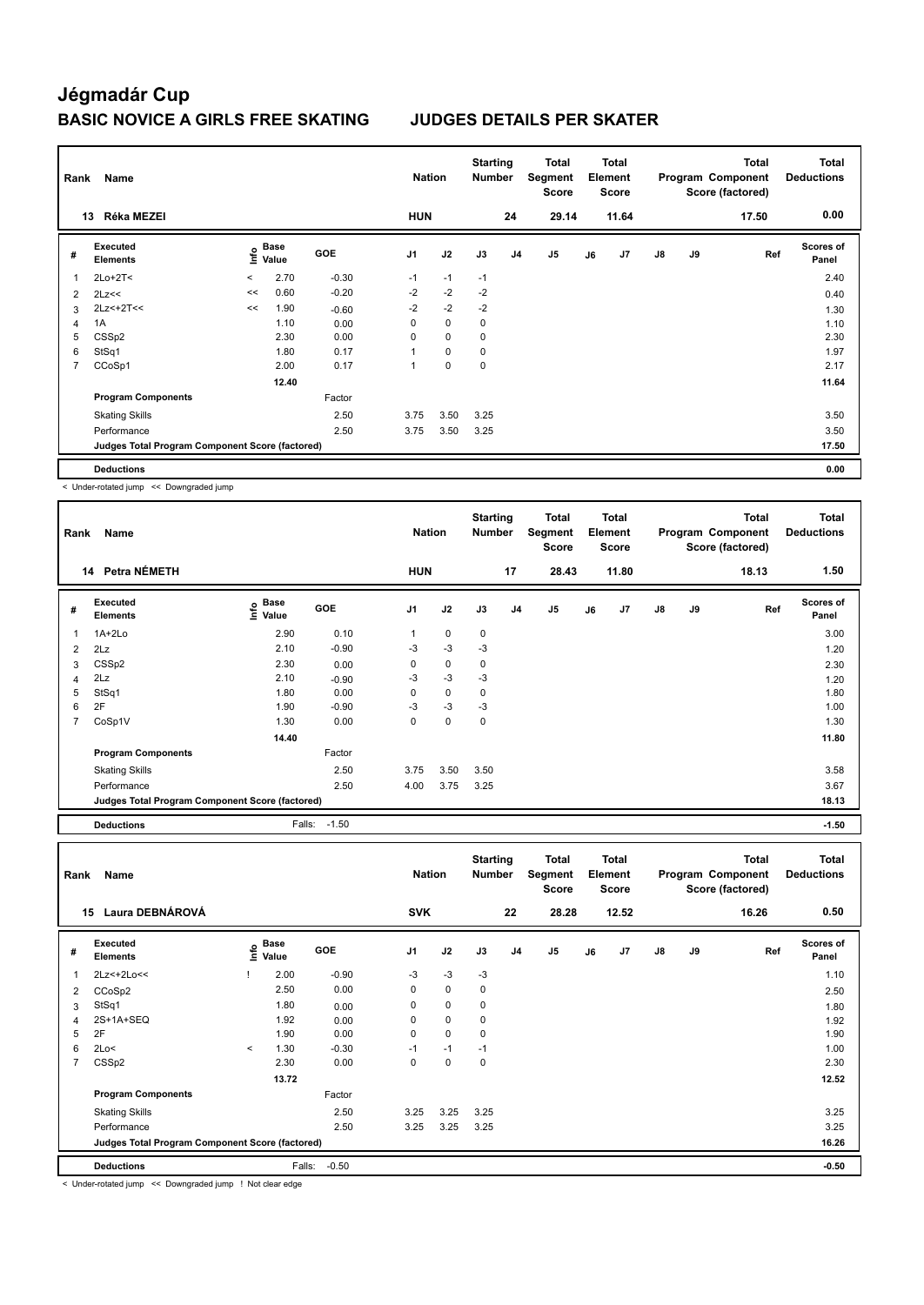# Jégmadár Cup

## BASIC NOVICE A GIRLS FREE SKATING JUDGES DETAILS PER SKATER

| Rank | Name | Nation | Starting Number | Total Segment Score | Total Element Score | Total Program Component Score (factored) | Total Deductions |
|---|---|---|---|---|---|---|---|
| 13 | Réka MEZEI | HUN | 24 | 29.14 | 11.64 | 17.50 | 0.00 |

| # | Executed Elements | Info | Base Value | GOE | J1 | J2 | J3 | J4 | J5 | J6 | J7 | J8 | J9 | Ref | Scores of Panel |
|---|---|---|---|---|---|---|---|---|---|---|---|---|---|---|---|
| 1 | 2Lo+2T< | < | 2.70 | -0.30 | -1 | -1 | -1 | | | | | | | | 2.40 |
| 2 | 2Lz<< | << | 0.60 | -0.20 | -2 | -2 | -2 | | | | | | | | 0.40 |
| 3 | 2Lz<+2T<< | << | 1.90 | -0.60 | -2 | -2 | -2 | | | | | | | | 1.30 |
| 4 | 1A | | 1.10 | 0.00 | 0 | 0 | 0 | | | | | | | | 1.10 |
| 5 | CSSp2 | | 2.30 | 0.00 | 0 | 0 | 0 | | | | | | | | 2.30 |
| 6 | StSq1 | | 1.80 | 0.17 | 1 | 0 | 0 | | | | | | | | 1.97 |
| 7 | CCoSp1 | | 2.00 | 0.17 | 1 | 0 | 0 | | | | | | | | 2.17 |
| | | | 12.40 | | | | | | | | | | | | 11.64 |
| | **Program Components** | | | Factor | | | | | | | | | | | |
| | Skating Skills | | | 2.50 | 3.75 | 3.50 | 3.25 | | | | | | | | 3.50 |
| | Performance | | | 2.50 | 3.75 | 3.50 | 3.25 | | | | | | | | 3.50 |
| | **Judges Total Program Component Score (factored)** | | | | | | | | | | | | | | 17.50 |
| | **Deductions** | | | | | | | | | | | | | | 0.00 |

< Under-rotated jump << Downgraded jump

| Rank | Name | Nation | Starting Number | Total Segment Score | Total Element Score | Total Program Component Score (factored) | Total Deductions |
|---|---|---|---|---|---|---|---|
| 14 | Petra NÉMETH | HUN | 17 | 28.43 | 11.80 | 18.13 | 1.50 |

| # | Executed Elements | Info | Base Value | GOE | J1 | J2 | J3 | J4 | J5 | J6 | J7 | J8 | J9 | Ref | Scores of Panel |
|---|---|---|---|---|---|---|---|---|---|---|---|---|---|---|---|
| 1 | 1A+2Lo | | 2.90 | 0.10 | 1 | 0 | 0 | | | | | | | | 3.00 |
| 2 | 2Lz | | 2.10 | -0.90 | -3 | -3 | -3 | | | | | | | | 1.20 |
| 3 | CSSp2 | | 2.30 | 0.00 | 0 | 0 | 0 | | | | | | | | 2.30 |
| 4 | 2Lz | | 2.10 | -0.90 | -3 | -3 | -3 | | | | | | | | 1.20 |
| 5 | StSq1 | | 1.80 | 0.00 | 0 | 0 | 0 | | | | | | | | 1.80 |
| 6 | 2F | | 1.90 | -0.90 | -3 | -3 | -3 | | | | | | | | 1.00 |
| 7 | CoSp1V | | 1.30 | 0.00 | 0 | 0 | 0 | | | | | | | | 1.30 |
| | | | 14.40 | | | | | | | | | | | | 11.80 |
| | **Program Components** | | | Factor | | | | | | | | | | | |
| | Skating Skills | | | 2.50 | 3.75 | 3.50 | 3.50 | | | | | | | | 3.58 |
| | Performance | | | 2.50 | 4.00 | 3.75 | 3.25 | | | | | | | | 3.67 |
| | **Judges Total Program Component Score (factored)** | | | | | | | | | | | | | | 18.13 |
| | **Deductions** | | Falls: | -1.50 | | | | | | | | | | | -1.50 |

| Rank | Name | Nation | Starting Number | Total Segment Score | Total Element Score | Total Program Component Score (factored) | Total Deductions |
|---|---|---|---|---|---|---|---|
| 15 | Laura DEBNÁROVÁ | SVK | 22 | 28.28 | 12.52 | 16.26 | 0.50 |

| # | Executed Elements | Info | Base Value | GOE | J1 | J2 | J3 | J4 | J5 | J6 | J7 | J8 | J9 | Ref | Scores of Panel |
|---|---|---|---|---|---|---|---|---|---|---|---|---|---|---|---|
| 1 | 2Lz<+2Lo<< | ! | 2.00 | -0.90 | -3 | -3 | -3 | | | | | | | | 1.10 |
| 2 | CCoSp2 | | 2.50 | 0.00 | 0 | 0 | 0 | | | | | | | | 2.50 |
| 3 | StSq1 | | 1.80 | 0.00 | 0 | 0 | 0 | | | | | | | | 1.80 |
| 4 | 2S+1A+SEQ | | 1.92 | 0.00 | 0 | 0 | 0 | | | | | | | | 1.92 |
| 5 | 2F | | 1.90 | 0.00 | 0 | 0 | 0 | | | | | | | | 1.90 |
| 6 | 2Lo< | < | 1.30 | -0.30 | -1 | -1 | -1 | | | | | | | | 1.00 |
| 7 | CSSp2 | | 2.30 | 0.00 | 0 | 0 | 0 | | | | | | | | 2.30 |
| | | | 13.72 | | | | | | | | | | | | 12.52 |
| | **Program Components** | | | Factor | | | | | | | | | | | |
| | Skating Skills | | | 2.50 | 3.25 | 3.25 | 3.25 | | | | | | | | 3.25 |
| | Performance | | | 2.50 | 3.25 | 3.25 | 3.25 | | | | | | | | 3.25 |
| | **Judges Total Program Component Score (factored)** | | | | | | | | | | | | | | 16.26 |
| | **Deductions** | | Falls: | -0.50 | | | | | | | | | | | -0.50 |

< Under-rotated jump << Downgraded jump ! Not clear edge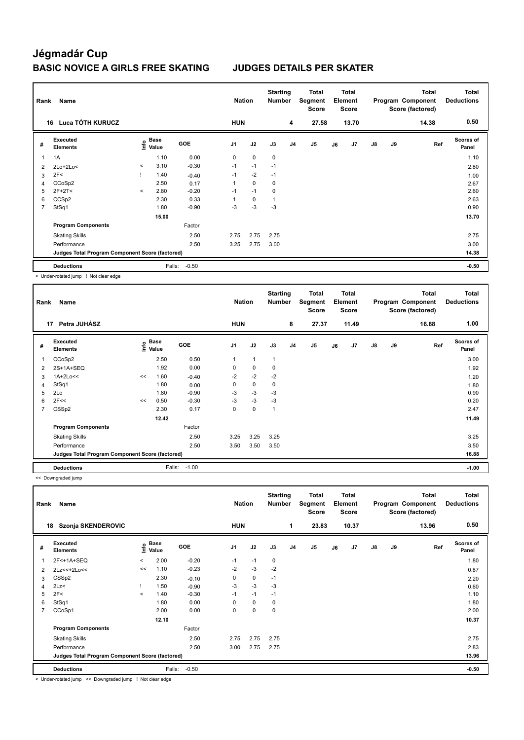# Jégmadár Cup

## BASIC NOVICE A GIRLS FREE SKATING    JUDGES DETAILS PER SKATER

| Rank | Name | Nation | Starting Number | Total Segment Score | Total Element Score | Total Program Component Score (factored) | Total Deductions |
|---|---|---|---|---|---|---|---|
| 16 | Luca TÓTH KURUCZ | HUN | 4 | 27.58 | 13.70 | 14.38 | 0.50 |

| # | Executed Elements | Info | Base Value | GOE | J1 | J2 | J3 | J4 | J5 | J6 | J7 | J8 | J9 | Ref | Scores of Panel |
|---|---|---|---|---|---|---|---|---|---|---|---|---|---|---|---|
| 1 | 1A | | 1.10 | 0.00 | 0 | 0 | 0 | | | | | | | | 1.10 |
| 2 | 2Lo+2Lo< | < | 3.10 | -0.30 | -1 | -1 | -1 | | | | | | | | 2.80 |
| 3 | 2F< | ! | 1.40 | -0.40 | -1 | -2 | -1 | | | | | | | | 1.00 |
| 4 | CCoSp2 | | 2.50 | 0.17 | 1 | 0 | 0 | | | | | | | | 2.67 |
| 5 | 2F+2T< | < | 2.80 | -0.20 | -1 | -1 | 0 | | | | | | | | 2.60 |
| 6 | CCSp2 | | 2.30 | 0.33 | 1 | 0 | 1 | | | | | | | | 2.63 |
| 7 | StSq1 | | 1.80 | -0.90 | -3 | -3 | -3 | | | | | | | | 0.90 |
| | | | 15.00 | | | | | | | | | | | | 13.70 |
| | Program Components | | | Factor | | | | | | | | | | | |
| | Skating Skills | | | 2.50 | 2.75 | 2.75 | 2.75 | | | | | | | | 2.75 |
| | Performance | | | 2.50 | 3.25 | 2.75 | 3.00 | | | | | | | | 3.00 |
| | Judges Total Program Component Score (factored) | | | | | | | | | | | | | | 14.38 |
| | Deductions | | Falls: | -0.50 | | | | | | | | | | | -0.50 |

< Under-rotated jump ! Not clear edge

| Rank | Name | Nation | Starting Number | Total Segment Score | Total Element Score | Total Program Component Score (factored) | Total Deductions |
|---|---|---|---|---|---|---|---|
| 17 | Petra JUHÁSZ | HUN | 8 | 27.37 | 11.49 | 16.88 | 1.00 |

| # | Executed Elements | Info | Base Value | GOE | J1 | J2 | J3 | J4 | J5 | J6 | J7 | J8 | J9 | Ref | Scores of Panel |
|---|---|---|---|---|---|---|---|---|---|---|---|---|---|---|---|
| 1 | CCoSp2 | | 2.50 | 0.50 | 1 | 1 | 1 | | | | | | | | 3.00 |
| 2 | 2S+1A+SEQ | | 1.92 | 0.00 | 0 | 0 | 0 | | | | | | | | 1.92 |
| 3 | 1A+2Lo<< | << | 1.60 | -0.40 | -2 | -2 | -2 | | | | | | | | 1.20 |
| 4 | StSq1 | | 1.80 | 0.00 | 0 | 0 | 0 | | | | | | | | 1.80 |
| 5 | 2Lo | | 1.80 | -0.90 | -3 | -3 | -3 | | | | | | | | 0.90 |
| 6 | 2F<< | << | 0.50 | -0.30 | -3 | -3 | -3 | | | | | | | | 0.20 |
| 7 | CSSp2 | | 2.30 | 0.17 | 0 | 0 | 1 | | | | | | | | 2.47 |
| | | | 12.42 | | | | | | | | | | | | 11.49 |
| | Program Components | | | Factor | | | | | | | | | | | |
| | Skating Skills | | | 2.50 | 3.25 | 3.25 | 3.25 | | | | | | | | 3.25 |
| | Performance | | | 2.50 | 3.50 | 3.50 | 3.50 | | | | | | | | 3.50 |
| | Judges Total Program Component Score (factored) | | | | | | | | | | | | | | 16.88 |
| | Deductions | | Falls: | -1.00 | | | | | | | | | | | -1.00 |

<< Downgraded jump

| Rank | Name | Nation | Starting Number | Total Segment Score | Total Element Score | Total Program Component Score (factored) | Total Deductions |
|---|---|---|---|---|---|---|---|
| 18 | Szonja SKENDEROVIC | HUN | 1 | 23.83 | 10.37 | 13.96 | 0.50 |

| # | Executed Elements | Info | Base Value | GOE | J1 | J2 | J3 | J4 | J5 | J6 | J7 | J8 | J9 | Ref | Scores of Panel |
|---|---|---|---|---|---|---|---|---|---|---|---|---|---|---|---|
| 1 | 2F<+1A+SEQ | < | 2.00 | -0.20 | -1 | -1 | 0 | | | | | | | | 1.80 |
| 2 | 2Lz<<+2Lo<< | << | 1.10 | -0.23 | -2 | -3 | -2 | | | | | | | | 0.87 |
| 3 | CSSp2 | | 2.30 | -0.10 | 0 | 0 | -1 | | | | | | | | 2.20 |
| 4 | 2Lz< | ! | 1.50 | -0.90 | -3 | -3 | -3 | | | | | | | | 0.60 |
| 5 | 2F< | < | 1.40 | -0.30 | -1 | -1 | -1 | | | | | | | | 1.10 |
| 6 | StSq1 | | 1.80 | 0.00 | 0 | 0 | 0 | | | | | | | | 1.80 |
| 7 | CCoSp1 | | 2.00 | 0.00 | 0 | 0 | 0 | | | | | | | | 2.00 |
| | | | 12.10 | | | | | | | | | | | | 10.37 |
| | Program Components | | | Factor | | | | | | | | | | | |
| | Skating Skills | | | 2.50 | 2.75 | 2.75 | 2.75 | | | | | | | | 2.75 |
| | Performance | | | 2.50 | 3.00 | 2.75 | 2.75 | | | | | | | | 2.83 |
| | Judges Total Program Component Score (factored) | | | | | | | | | | | | | | 13.96 |
| | Deductions | | Falls: | -0.50 | | | | | | | | | | | -0.50 |

< Under-rotated jump << Downgraded jump ! Not clear edge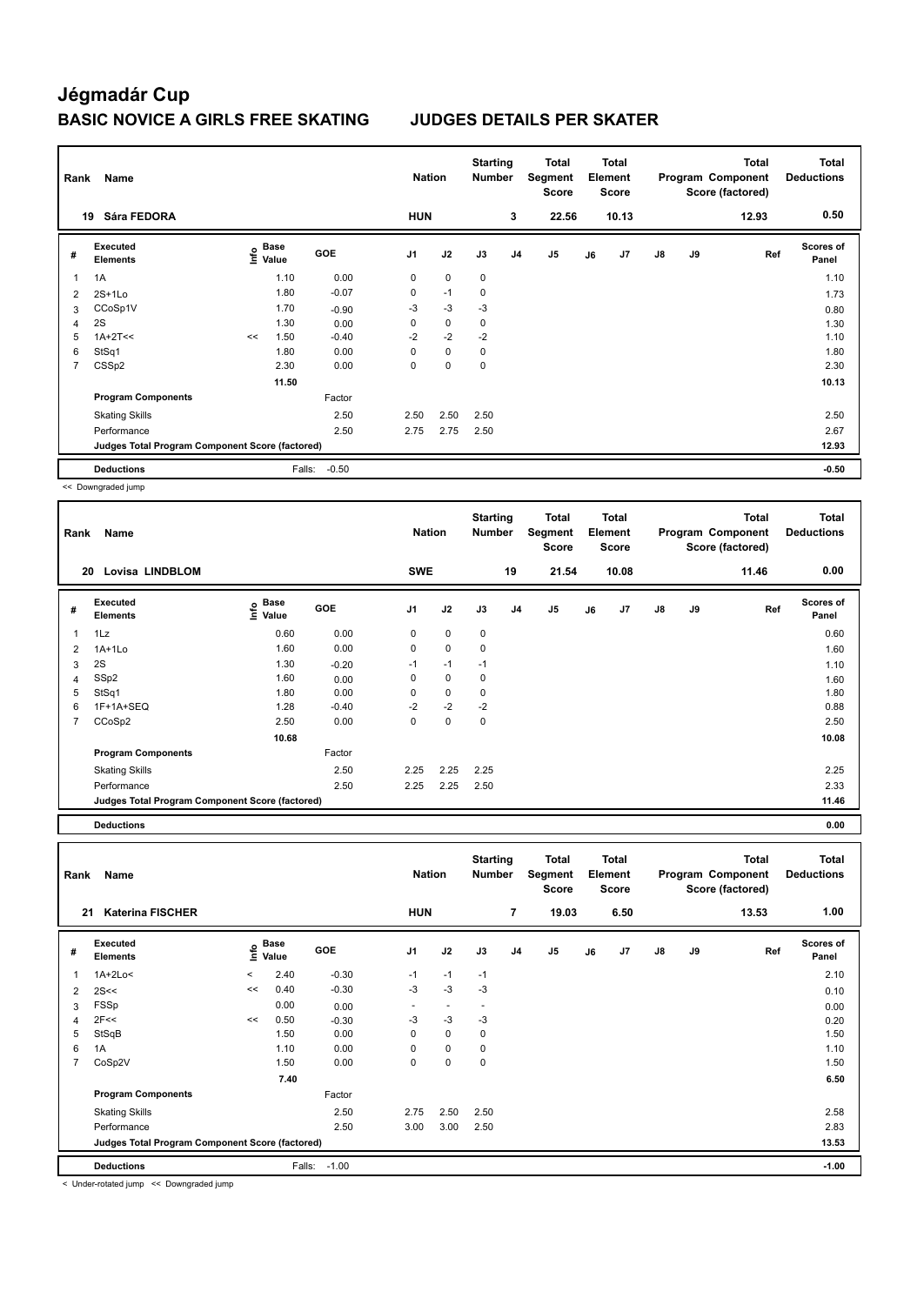# Jégmadár Cup

## BASIC NOVICE A GIRLS FREE SKATING — JUDGES DETAILS PER SKATER

| Rank | Name | Nation | Starting Number | Total Segment Score | Total Element Score | Total Program Component Score (factored) | Total Deductions |
|---|---|---|---|---|---|---|---|
| 19 | Sára FEDORA | HUN | 3 | 22.56 | 10.13 | 12.93 | 0.50 |

| # | Executed Elements | Info | Base Value | GOE | J1 | J2 | J3 | J4 | J5 | J6 | J7 | J8 | J9 | Ref | Scores of Panel |
|---|---|---|---|---|---|---|---|---|---|---|---|---|---|---|---|
| 1 | 1A | | 1.10 | 0.00 | 0 | 0 | 0 | | | | | | | | 1.10 |
| 2 | 2S+1Lo | | 1.80 | -0.07 | 0 | -1 | 0 | | | | | | | | 1.73 |
| 3 | CCoSp1V | | 1.70 | -0.90 | -3 | -3 | -3 | | | | | | | | 0.80 |
| 4 | 2S | | 1.30 | 0.00 | 0 | 0 | 0 | | | | | | | | 1.30 |
| 5 | 1A+2T<< | << | 1.50 | -0.40 | -2 | -2 | -2 | | | | | | | | 1.10 |
| 6 | StSq1 | | 1.80 | 0.00 | 0 | 0 | 0 | | | | | | | | 1.80 |
| 7 | CSSp2 | | 2.30 | 0.00 | 0 | 0 | 0 | | | | | | | | 2.30 |
| | | | 11.50 | | | | | | | | | | | | 10.13 |
| | **Program Components** | | | Factor | | | | | | | | | | | |
| | Skating Skills | | | 2.50 | 2.50 | 2.50 | 2.50 | | | | | | | | 2.50 |
| | Performance | | | 2.50 | 2.75 | 2.75 | 2.50 | | | | | | | | 2.67 |
| | Judges Total Program Component Score (factored) | | | | | | | | | | | | | | 12.93 |
| | **Deductions** | | Falls: | -0.50 | | | | | | | | | | | -0.50 |

<< Downgraded jump

| Rank | Name | Nation | Starting Number | Total Segment Score | Total Element Score | Total Program Component Score (factored) | Total Deductions |
|---|---|---|---|---|---|---|---|
| 20 | Lovisa LINDBLOM | SWE | 19 | 21.54 | 10.08 | 11.46 | 0.00 |

| # | Executed Elements | Info | Base Value | GOE | J1 | J2 | J3 | J4 | J5 | J6 | J7 | J8 | J9 | Ref | Scores of Panel |
|---|---|---|---|---|---|---|---|---|---|---|---|---|---|---|---|
| 1 | 1Lz | | 0.60 | 0.00 | 0 | 0 | 0 | | | | | | | | 0.60 |
| 2 | 1A+1Lo | | 1.60 | 0.00 | 0 | 0 | 0 | | | | | | | | 1.60 |
| 3 | 2S | | 1.30 | -0.20 | -1 | -1 | -1 | | | | | | | | 1.10 |
| 4 | SSp2 | | 1.60 | 0.00 | 0 | 0 | 0 | | | | | | | | 1.60 |
| 5 | StSq1 | | 1.80 | 0.00 | 0 | 0 | 0 | | | | | | | | 1.80 |
| 6 | 1F+1A+SEQ | | 1.28 | -0.40 | -2 | -2 | -2 | | | | | | | | 0.88 |
| 7 | CCoSp2 | | 2.50 | 0.00 | 0 | 0 | 0 | | | | | | | | 2.50 |
| | | | 10.68 | | | | | | | | | | | | 10.08 |
| | **Program Components** | | | Factor | | | | | | | | | | | |
| | Skating Skills | | | 2.50 | 2.25 | 2.25 | 2.25 | | | | | | | | 2.25 |
| | Performance | | | 2.50 | 2.25 | 2.25 | 2.50 | | | | | | | | 2.33 |
| | Judges Total Program Component Score (factored) | | | | | | | | | | | | | | 11.46 |
| | **Deductions** | | | | | | | | | | | | | | 0.00 |

| Rank | Name | Nation | Starting Number | Total Segment Score | Total Element Score | Total Program Component Score (factored) | Total Deductions |
|---|---|---|---|---|---|---|---|
| 21 | Katerina FISCHER | HUN | 7 | 19.03 | 6.50 | 13.53 | 1.00 |

| # | Executed Elements | Info | Base Value | GOE | J1 | J2 | J3 | J4 | J5 | J6 | J7 | J8 | J9 | Ref | Scores of Panel |
|---|---|---|---|---|---|---|---|---|---|---|---|---|---|---|---|
| 1 | 1A+2Lo< | < | 2.40 | -0.30 | -1 | -1 | -1 | | | | | | | | 2.10 |
| 2 | 2S<< | << | 0.40 | -0.30 | -3 | -3 | -3 | | | | | | | | 0.10 |
| 3 | FSSp | | 0.00 | 0.00 | - | - | - | | | | | | | | 0.00 |
| 4 | 2F<< | << | 0.50 | -0.30 | -3 | -3 | -3 | | | | | | | | 0.20 |
| 5 | StSqB | | 1.50 | 0.00 | 0 | 0 | 0 | | | | | | | | 1.50 |
| 6 | 1A | | 1.10 | 0.00 | 0 | 0 | 0 | | | | | | | | 1.10 |
| 7 | CoSp2V | | 1.50 | 0.00 | 0 | 0 | 0 | | | | | | | | 1.50 |
| | | | 7.40 | | | | | | | | | | | | 6.50 |
| | **Program Components** | | | Factor | | | | | | | | | | | |
| | Skating Skills | | | 2.50 | 2.75 | 2.50 | 2.50 | | | | | | | | 2.58 |
| | Performance | | | 2.50 | 3.00 | 3.00 | 2.50 | | | | | | | | 2.83 |
| | Judges Total Program Component Score (factored) | | | | | | | | | | | | | | 13.53 |
| | **Deductions** | | Falls: | -1.00 | | | | | | | | | | | -1.00 |

< Under-rotated jump << Downgraded jump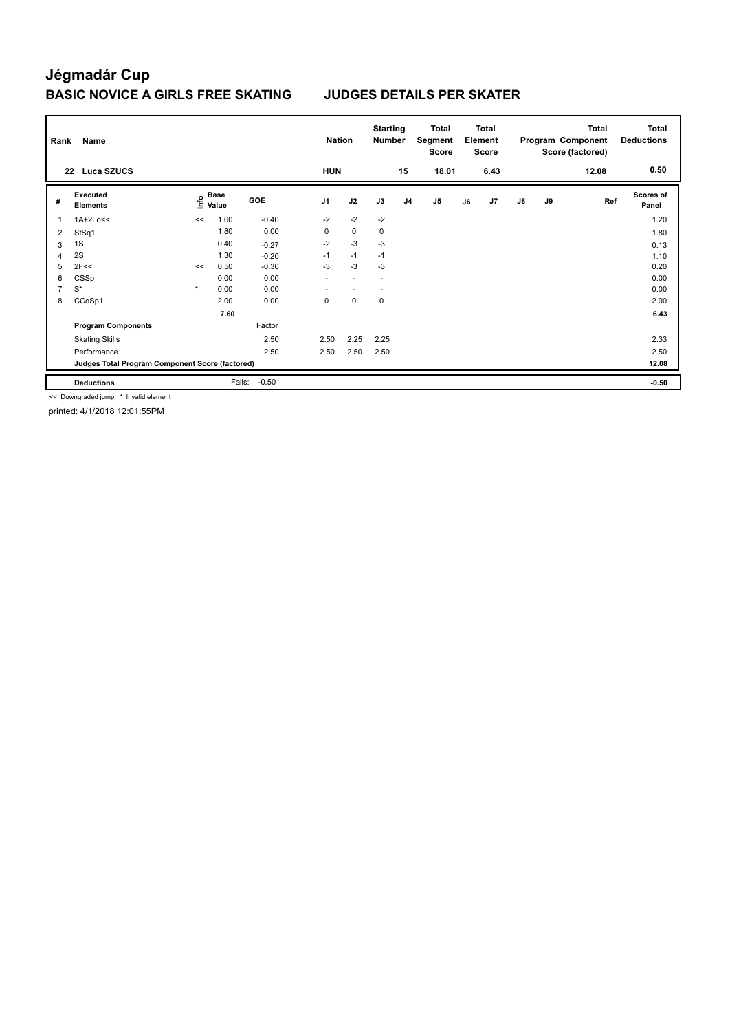# Jégmadár Cup

## BASIC NOVICE A GIRLS FREE SKATING JUDGES DETAILS PER SKATER

| Rank | Name | Nation | Starting Number | Total Segment Score | Total Element Score | Total Program Component Score (factored) | Total Deductions |
|---|---|---|---|---|---|---|---|
| 22 | Luca SZUCS | HUN | 15 | 18.01 | 6.43 | 12.08 | 0.50 |

| # | Executed Elements | Info | Base Value | GOE | J1 | J2 | J3 | J4 | J5 | J6 | J7 | J8 | J9 | Ref | Scores of Panel |
|---|---|---|---|---|---|---|---|---|---|---|---|---|---|---|---|
| 1 | 1A+2Lo<< | << | 1.60 | -0.40 | -2 | -2 | -2 | | | | | | | | 1.20 |
| 2 | StSq1 | | 1.80 | 0.00 | 0 | 0 | 0 | | | | | | | | 1.80 |
| 3 | 1S | | 0.40 | -0.27 | -2 | -3 | -3 | | | | | | | | 0.13 |
| 4 | 2S | | 1.30 | -0.20 | -1 | -1 | -1 | | | | | | | | 1.10 |
| 5 | 2F<< | << | 0.50 | -0.30 | -3 | -3 | -3 | | | | | | | | 0.20 |
| 6 | CSSp | | 0.00 | 0.00 | - | - | - | | | | | | | | 0.00 |
| 7 | S* | * | 0.00 | 0.00 | - | - | - | | | | | | | | 0.00 |
| 8 | CCoSp1 | | 2.00 | 0.00 | 0 | 0 | 0 | | | | | | | | 2.00 |
| | | | 7.60 | | | | | | | | | | | | 6.43 |
| | **Program Components** | | | Factor | | | | | | | | | | | |
| | Skating Skills | | | 2.50 | 2.50 | 2.25 | 2.25 | | | | | | | | 2.33 |
| | Performance | | | 2.50 | 2.50 | 2.50 | 2.50 | | | | | | | | 2.50 |
| | **Judges Total Program Component Score (factored)** | | | | | | | | | | | | | | 12.08 |
| | **Deductions** | | Falls: | -0.50 | | | | | | | | | | | -0.50 |

<< Downgraded jump * Invalid element

printed: 4/1/2018 12:01:55PM